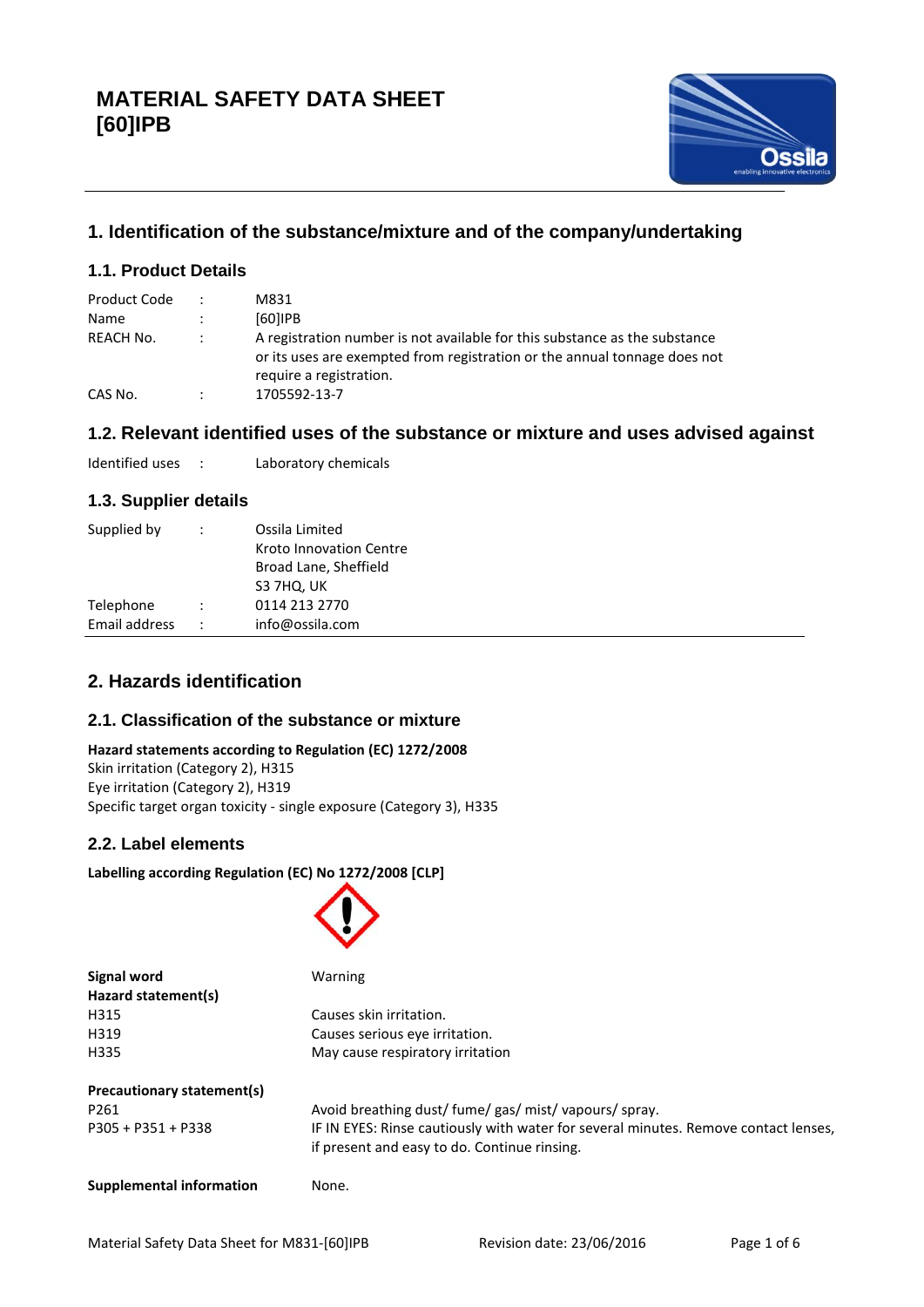# MATERIAL SAFETY DATA SHEET [60]IPB

## 1. Identification of the substance/mixture and of the company/undertaking

### 1.1. Product Details

| | | |
|---|---|---|
| Product Code | : | M831 |
| Name | : | [60]IPB |
| REACH No. | : | A registration number is not available for this substance as the substance or its uses are exempted from registration or the annual tonnage does not require a registration. |
| CAS No. | : | 1705592-13-7 |

### 1.2. Relevant identified uses of the substance or mixture and uses advised against

| | | |
|---|---|---|
| Identified uses | : | Laboratory chemicals |

### 1.3. Supplier details

| | | |
|---|---|---|
| Supplied by | : | Ossila Limited<br>Kroto Innovation Centre<br>Broad Lane, Sheffield<br>S3 7HQ, UK |
| Telephone | : | 0114 213 2770 |
| Email address | : | info@ossila.com |

## 2. Hazards identification

### 2.1. Classification of the substance or mixture

**Hazard statements according to Regulation (EC) 1272/2008**
Skin irritation (Category 2), H315
Eye irritation (Category 2), H319
Specific target organ toxicity - single exposure (Category 3), H335

### 2.2. Label elements

**Labelling according Regulation (EC) No 1272/2008 [CLP]**

| | |
|---|---|
| **Signal word** | Warning |
| **Hazard statement(s)** | |
| H315 | Causes skin irritation. |
| H319 | Causes serious eye irritation. |
| H335 | May cause respiratory irritation |
| **Precautionary statement(s)** | |
| P261 | Avoid breathing dust/ fume/ gas/ mist/ vapours/ spray. |
| P305 + P351 + P338 | IF IN EYES: Rinse cautiously with water for several minutes. Remove contact lenses, if present and easy to do. Continue rinsing. |
| **Supplemental information** | None. |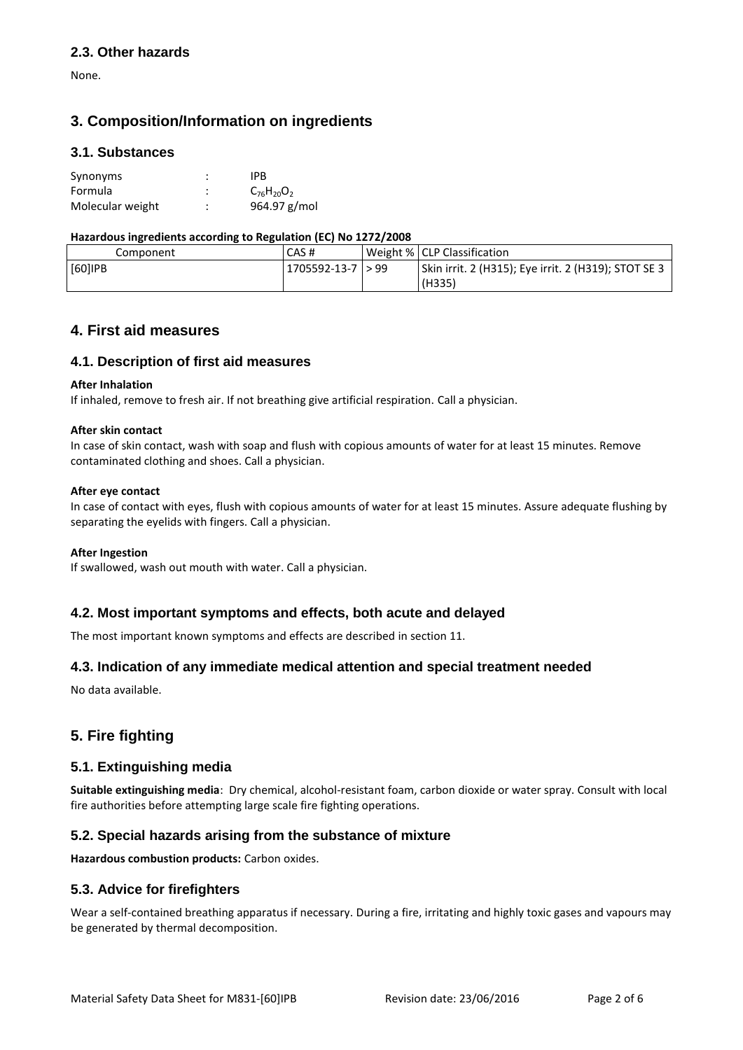## 2.3. Other hazards

None.

# 3. Composition/Information on ingredients

## 3.1. Substances

| | | |
|---|---|---|
| Synonyms | : | IPB |
| Formula | : | $C_{76}H_{20}O_2$ |
| Molecular weight | : | 964.97 g/mol |

**Hazardous ingredients according to Regulation (EC) No 1272/2008**

| Component | CAS # | Weight % | CLP Classification |
|---|---|---|---|
| [60]IPB | 1705592-13-7 | > 99 | Skin irrit. 2 (H315); Eye irrit. 2 (H319); STOT SE 3 (H335) |

# 4. First aid measures

## 4.1. Description of first aid measures

**After Inhalation**

If inhaled, remove to fresh air. If not breathing give artificial respiration. Call a physician.

**After skin contact**

In case of skin contact, wash with soap and flush with copious amounts of water for at least 15 minutes. Remove contaminated clothing and shoes. Call a physician.

**After eye contact**

In case of contact with eyes, flush with copious amounts of water for at least 15 minutes. Assure adequate flushing by separating the eyelids with fingers. Call a physician.

**After Ingestion**

If swallowed, wash out mouth with water. Call a physician.

## 4.2. Most important symptoms and effects, both acute and delayed

The most important known symptoms and effects are described in section 11.

## 4.3. Indication of any immediate medical attention and special treatment needed

No data available.

# 5. Fire fighting

## 5.1. Extinguishing media

**Suitable extinguishing media**: Dry chemical, alcohol-resistant foam, carbon dioxide or water spray. Consult with local fire authorities before attempting large scale fire fighting operations.

## 5.2. Special hazards arising from the substance of mixture

**Hazardous combustion products:** Carbon oxides.

## 5.3. Advice for firefighters

Wear a self-contained breathing apparatus if necessary. During a fire, irritating and highly toxic gases and vapours may be generated by thermal decomposition.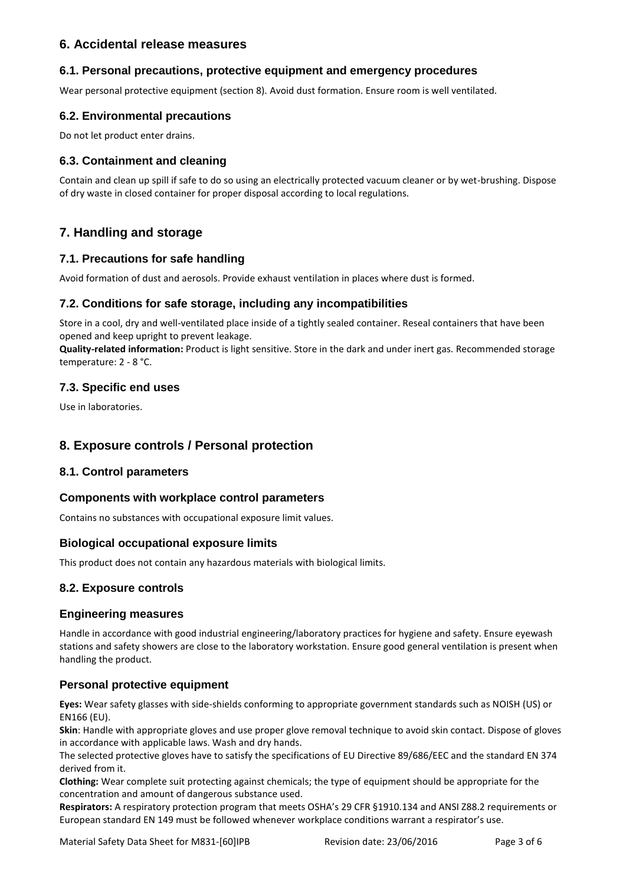## 6. Accidental release measures

### 6.1. Personal precautions, protective equipment and emergency procedures

Wear personal protective equipment (section 8). Avoid dust formation. Ensure room is well ventilated.

### 6.2. Environmental precautions

Do not let product enter drains.

### 6.3. Containment and cleaning

Contain and clean up spill if safe to do so using an electrically protected vacuum cleaner or by wet-brushing. Dispose of dry waste in closed container for proper disposal according to local regulations.

## 7. Handling and storage

### 7.1. Precautions for safe handling

Avoid formation of dust and aerosols. Provide exhaust ventilation in places where dust is formed.

### 7.2. Conditions for safe storage, including any incompatibilities

Store in a cool, dry and well-ventilated place inside of a tightly sealed container. Reseal containers that have been opened and keep upright to prevent leakage.

**Quality-related information:** Product is light sensitive. Store in the dark and under inert gas. Recommended storage temperature: 2 - 8 °C.

### 7.3. Specific end uses

Use in laboratories.

## 8. Exposure controls / Personal protection

### 8.1. Control parameters

### Components with workplace control parameters

Contains no substances with occupational exposure limit values.

### Biological occupational exposure limits

This product does not contain any hazardous materials with biological limits.

### 8.2. Exposure controls

### Engineering measures

Handle in accordance with good industrial engineering/laboratory practices for hygiene and safety. Ensure eyewash stations and safety showers are close to the laboratory workstation. Ensure good general ventilation is present when handling the product.

### Personal protective equipment

**Eyes:** Wear safety glasses with side-shields conforming to appropriate government standards such as NOISH (US) or EN166 (EU).

**Skin**: Handle with appropriate gloves and use proper glove removal technique to avoid skin contact. Dispose of gloves in accordance with applicable laws. Wash and dry hands.

The selected protective gloves have to satisfy the specifications of EU Directive 89/686/EEC and the standard EN 374 derived from it.

**Clothing:** Wear complete suit protecting against chemicals; the type of equipment should be appropriate for the concentration and amount of dangerous substance used.

**Respirators:** A respiratory protection program that meets OSHA's 29 CFR §1910.134 and ANSI Z88.2 requirements or European standard EN 149 must be followed whenever workplace conditions warrant a respirator's use.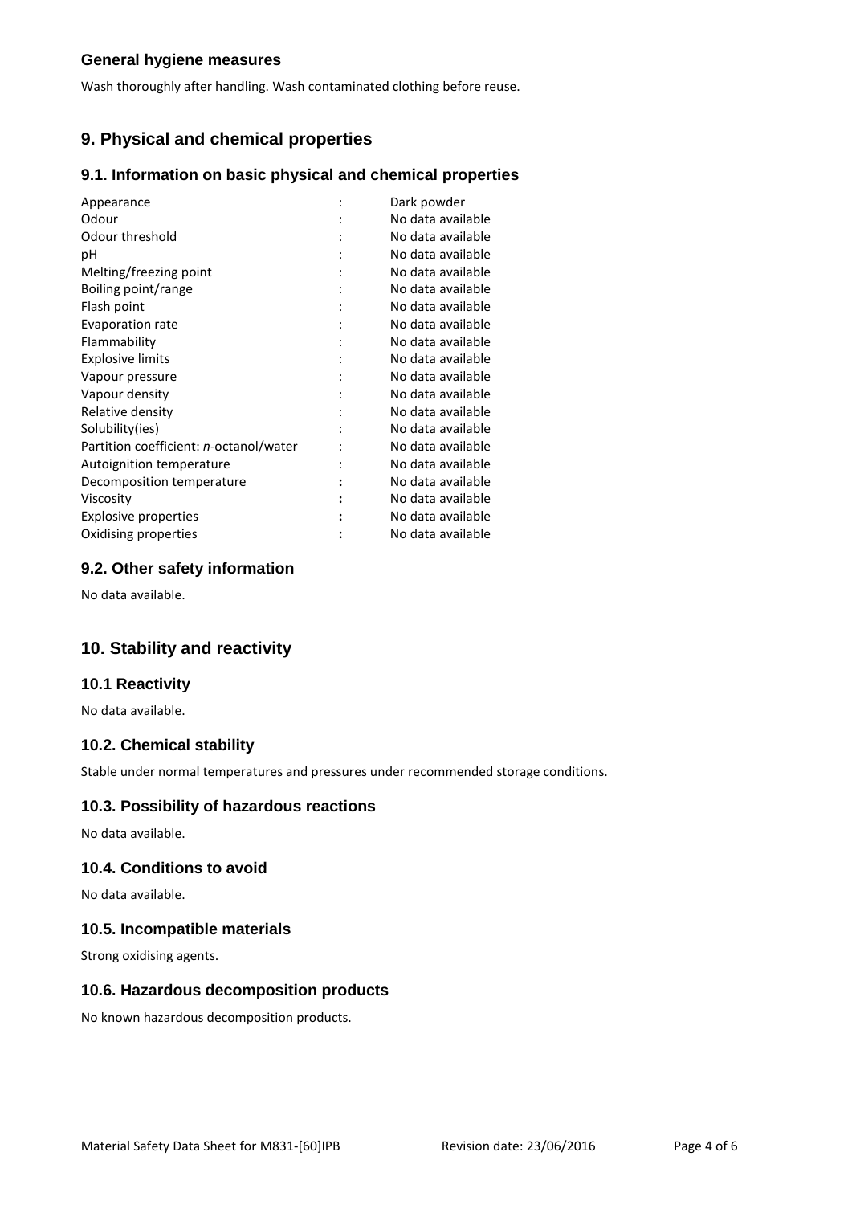### General hygiene measures

Wash thoroughly after handling. Wash contaminated clothing before reuse.

## 9. Physical and chemical properties

### 9.1. Information on basic physical and chemical properties

| Property | | Value |
|---|---|---|
| Appearance | : | Dark powder |
| Odour | : | No data available |
| Odour threshold | : | No data available |
| pH | : | No data available |
| Melting/freezing point | : | No data available |
| Boiling point/range | : | No data available |
| Flash point | : | No data available |
| Evaporation rate | : | No data available |
| Flammability | : | No data available |
| Explosive limits | : | No data available |
| Vapour pressure | : | No data available |
| Vapour density | : | No data available |
| Relative density | : | No data available |
| Solubility(ies) | : | No data available |
| Partition coefficient: *n*-octanol/water | : | No data available |
| Autoignition temperature | : | No data available |
| Decomposition temperature | : | No data available |
| Viscosity | : | No data available |
| Explosive properties | : | No data available |
| Oxidising properties | : | No data available |

### 9.2. Other safety information

No data available.

## 10. Stability and reactivity

### 10.1 Reactivity

No data available.

### 10.2. Chemical stability

Stable under normal temperatures and pressures under recommended storage conditions.

### 10.3. Possibility of hazardous reactions

No data available.

### 10.4. Conditions to avoid

No data available.

### 10.5. Incompatible materials

Strong oxidising agents.

### 10.6. Hazardous decomposition products

No known hazardous decomposition products.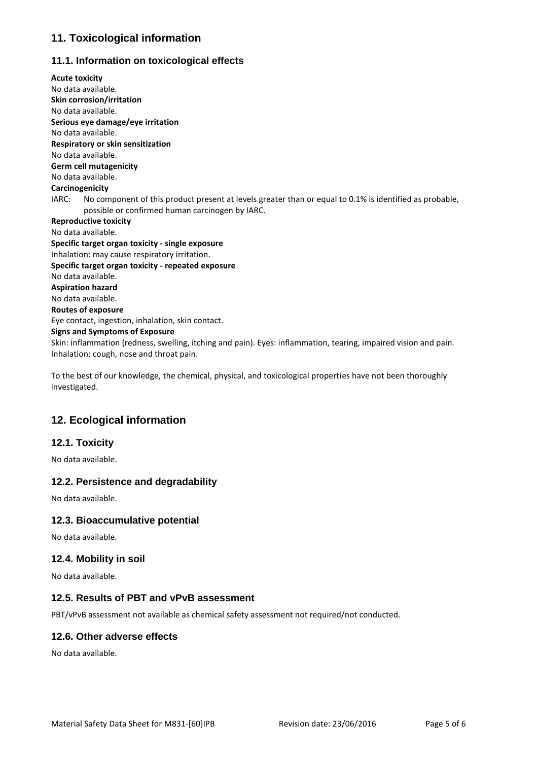## 11. Toxicological information

### 11.1. Information on toxicological effects

**Acute toxicity**
No data available.
**Skin corrosion/irritation**
No data available.
**Serious eye damage/eye irritation**
No data available.
**Respiratory or skin sensitization**
No data available.
**Germ cell mutagenicity**
No data available.
**Carcinogenicity**
IARC: No component of this product present at levels greater than or equal to 0.1% is identified as probable, possible or confirmed human carcinogen by IARC.
**Reproductive toxicity**
No data available.
**Specific target organ toxicity - single exposure**
Inhalation: may cause respiratory irritation.
**Specific target organ toxicity - repeated exposure**
No data available.
**Aspiration hazard**
No data available.
**Routes of exposure**
Eye contact, ingestion, inhalation, skin contact.
**Signs and Symptoms of Exposure**
Skin: inflammation (redness, swelling, itching and pain). Eyes: inflammation, tearing, impaired vision and pain. Inhalation: cough, nose and throat pain.

To the best of our knowledge, the chemical, physical, and toxicological properties have not been thoroughly investigated.

## 12. Ecological information

### 12.1. Toxicity

No data available.

### 12.2. Persistence and degradability

No data available.

### 12.3. Bioaccumulative potential

No data available.

### 12.4. Mobility in soil

No data available.

### 12.5. Results of PBT and vPvB assessment

PBT/vPvB assessment not available as chemical safety assessment not required/not conducted.

### 12.6. Other adverse effects

No data available.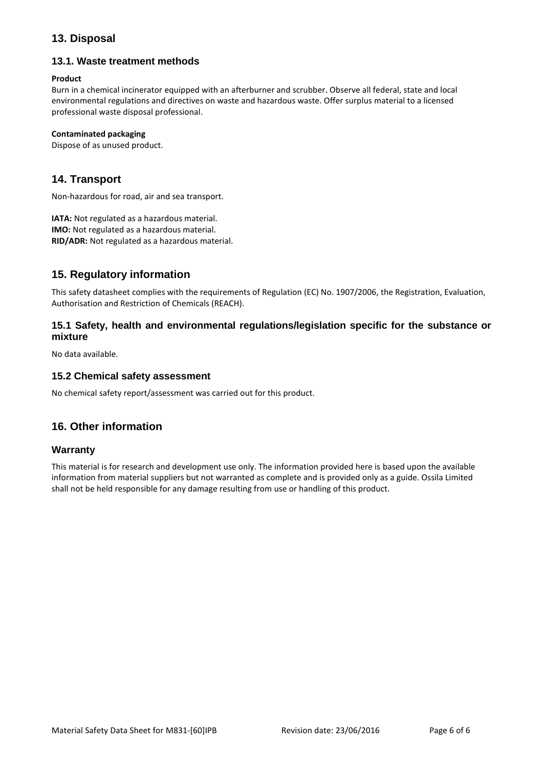## 13. Disposal

### 13.1. Waste treatment methods

**Product**

Burn in a chemical incinerator equipped with an afterburner and scrubber. Observe all federal, state and local environmental regulations and directives on waste and hazardous waste. Offer surplus material to a licensed professional waste disposal professional.

**Contaminated packaging**

Dispose of as unused product.

## 14. Transport

Non-hazardous for road, air and sea transport.

**IATA:** Not regulated as a hazardous material.
**IMO:** Not regulated as a hazardous material.
**RID/ADR:** Not regulated as a hazardous material.

## 15. Regulatory information

This safety datasheet complies with the requirements of Regulation (EC) No. 1907/2006, the Registration, Evaluation, Authorisation and Restriction of Chemicals (REACH).

### 15.1 Safety, health and environmental regulations/legislation specific for the substance or mixture

No data available.

### 15.2 Chemical safety assessment

No chemical safety report/assessment was carried out for this product.

## 16. Other information

### Warranty

This material is for research and development use only. The information provided here is based upon the available information from material suppliers but not warranted as complete and is provided only as a guide. Ossila Limited shall not be held responsible for any damage resulting from use or handling of this product.